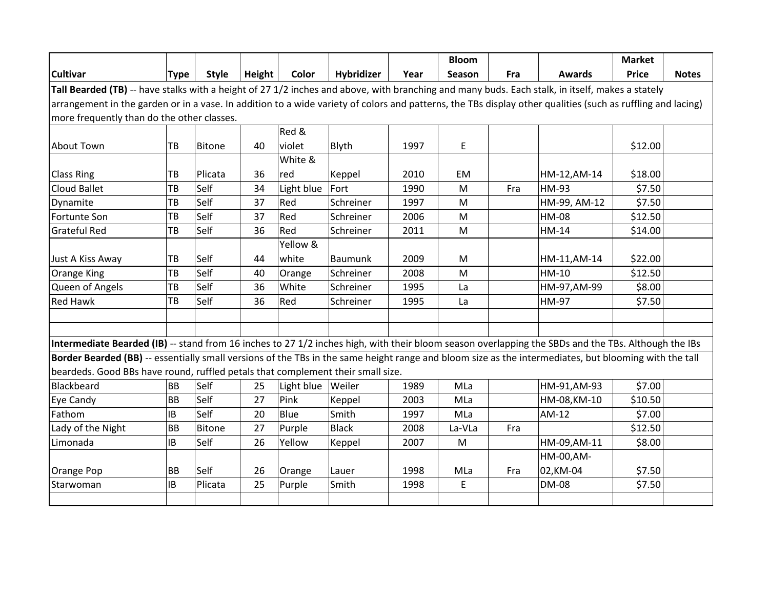| Cultivar | Type | Style | Height | Color | Hybridizer | Year | Bloom Season | Fra | Awards | Market Price | Notes |
|---|---|---|---|---|---|---|---|---|---|---|---|
| **Tall Bearded (TB)** -- have stalks with a height of 27 1/2 inches and above, with branching and many buds. Each stalk, in itself, makes a stately arrangement in the garden or in a vase. In addition to a wide variety of colors and patterns, the TBs display other qualities (such as ruffling and lacing) more frequently than do the other classes. | | | | | | | | | | | |
| About Town | TB | Bitone | 40 | Red & violet | Blyth | 1997 | E | | | $12.00 | |
| Class Ring | TB | Plicata | 36 | White & red | Keppel | 2010 | EM | | HM-12,AM-14 | $18.00 | |
| Cloud Ballet | TB | Self | 34 | Light blue | Fort | 1990 | M | Fra | HM-93 | $7.50 | |
| Dynamite | TB | Self | 37 | Red | Schreiner | 1997 | M | | HM-99, AM-12 | $7.50 | |
| Fortunte Son | TB | Self | 37 | Red | Schreiner | 2006 | M | | HM-08 | $12.50 | |
| Grateful Red | TB | Self | 36 | Red | Schreiner | 2011 | M | | HM-14 | $14.00 | |
| Just A Kiss Away | TB | Self | 44 | Yellow & white | Baumunk | 2009 | M | | HM-11,AM-14 | $22.00 | |
| Orange King | TB | Self | 40 | Orange | Schreiner | 2008 | M | | HM-10 | $12.50 | |
| Queen of Angels | TB | Self | 36 | White | Schreiner | 1995 | La | | HM-97,AM-99 | $8.00 | |
| Red Hawk | TB | Self | 36 | Red | Schreiner | 1995 | La | | HM-97 | $7.50 | |
| | | | | | | | | | | | |
| | | | | | | | | | | | |
| **Intermediate Bearded (IB)** -- stand from 16 inches to 27 1/2 inches high, with their bloom season overlapping the SBDs and the TBs. Although the IBs | | | | | | | | | | | |
| **Border Bearded (BB)** -- essentially small versions of the TBs in the same height range and bloom size as the intermediates, but blooming with the tall beardeds. Good BBs have round, ruffled petals that complement their small size. | | | | | | | | | | | |
| Blackbeard | BB | Self | 25 | Light blue | Weiler | 1989 | MLa | | HM-91,AM-93 | $7.00 | |
| Eye Candy | BB | Self | 27 | Pink | Keppel | 2003 | MLa | | HM-08,KM-10 | $10.50 | |
| Fathom | IB | Self | 20 | Blue | Smith | 1997 | MLa | | AM-12 | $7.00 | |
| Lady of the Night | BB | Bitone | 27 | Purple | Black | 2008 | La-VLa | Fra | | $12.50 | |
| Limonada | IB | Self | 26 | Yellow | Keppel | 2007 | M | | HM-09,AM-11 | $8.00 | |
| Orange Pop | BB | Self | 26 | Orange | Lauer | 1998 | MLa | Fra | HM-00,AM-02,KM-04 | $7.50 | |
| Starwoman | IB | Plicata | 25 | Purple | Smith | 1998 | E | | DM-08 | $7.50 | |
| | | | | | | | | | | | |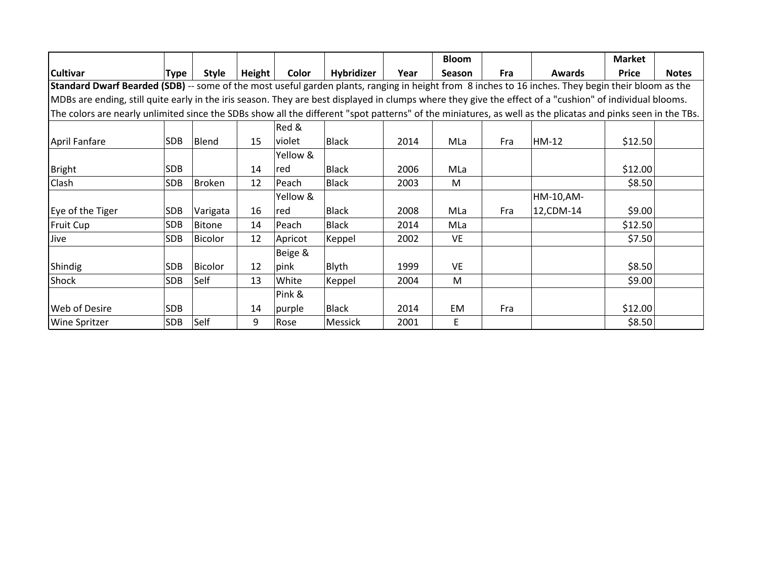| Cultivar | Type | Style | Height | Color | Hybridizer | Year | Bloom Season | Fra | Awards | Market Price | Notes |
|---|---|---|---|---|---|---|---|---|---|---|---|
| **Standard Dwarf Bearded (SDB)** -- some of the most useful garden plants, ranging in height from 8 inches to 16 inches. They begin their bloom as the MDBs are ending, still quite early in the iris season. They are best displayed in clumps where they give the effect of a "cushion" of individual blooms. The colors are nearly unlimited since the SDBs show all the different "spot patterns" of the miniatures, as well as the plicatas and pinks seen in the TBs. | | | | | | | | | | | |
| April Fanfare | SDB | Blend | 15 | Red & violet | Black | 2014 | MLa | Fra | HM-12 | $12.50 | |
| Bright | SDB | | 14 | Yellow & red | Black | 2006 | MLa | | | $12.00 | |
| Clash | SDB | Broken | 12 | Peach | Black | 2003 | M | | | $8.50 | |
| Eye of the Tiger | SDB | Varigata | 16 | Yellow & red | Black | 2008 | MLa | Fra | HM-10,AM-12,CDM-14 | $9.00 | |
| Fruit Cup | SDB | Bitone | 14 | Peach | Black | 2014 | MLa | | | $12.50 | |
| Jive | SDB | Bicolor | 12 | Apricot | Keppel | 2002 | VE | | | $7.50 | |
| Shindig | SDB | Bicolor | 12 | Beige & pink | Blyth | 1999 | VE | | | $8.50 | |
| Shock | SDB | Self | 13 | White | Keppel | 2004 | M | | | $9.00 | |
| Web of Desire | SDB | | 14 | Pink & purple | Black | 2014 | EM | Fra | | $12.00 | |
| Wine Spritzer | SDB | Self | 9 | Rose | Messick | 2001 | E | | | $8.50 | |